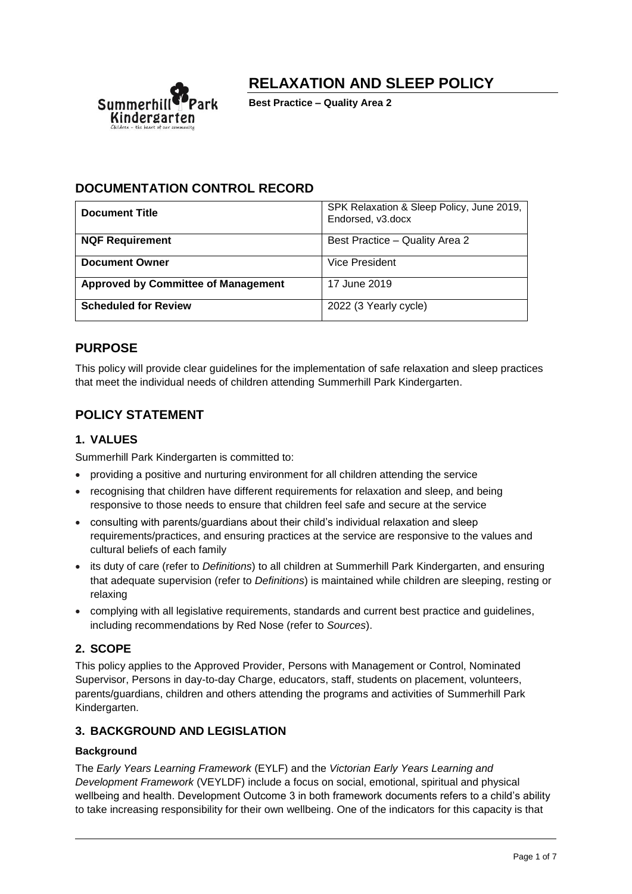# RELAXATION AND SLEEP POLICY

**Best Practice – Quality Area 2**

## DOCUMENTATION CONTROL RECORD

| **Document Title** | SPK Relaxation & Sleep Policy, June 2019, Endorsed, v3.docx |
|---|---|
| **NQF Requirement** | Best Practice – Quality Area 2 |
| **Document Owner** | Vice President |
| **Approved by Committee of Management** | 17 June 2019 |
| **Scheduled for Review** | 2022 (3 Yearly cycle) |

## PURPOSE

This policy will provide clear guidelines for the implementation of safe relaxation and sleep practices that meet the individual needs of children attending Summerhill Park Kindergarten.

## POLICY STATEMENT

### 1. VALUES

Summerhill Park Kindergarten is committed to:

- providing a positive and nurturing environment for all children attending the service
- recognising that children have different requirements for relaxation and sleep, and being responsive to those needs to ensure that children feel safe and secure at the service
- consulting with parents/guardians about their child's individual relaxation and sleep requirements/practices, and ensuring practices at the service are responsive to the values and cultural beliefs of each family
- its duty of care (refer to *Definitions*) to all children at Summerhill Park Kindergarten, and ensuring that adequate supervision (refer to *Definitions*) is maintained while children are sleeping, resting or relaxing
- complying with all legislative requirements, standards and current best practice and guidelines, including recommendations by Red Nose (refer to *Sources*).

### 2. SCOPE

This policy applies to the Approved Provider, Persons with Management or Control, Nominated Supervisor, Persons in day-to-day Charge, educators, staff, students on placement, volunteers, parents/guardians, children and others attending the programs and activities of Summerhill Park Kindergarten.

### 3. BACKGROUND AND LEGISLATION

#### Background

The *Early Years Learning Framework* (EYLF) and the *Victorian Early Years Learning and Development Framework* (VEYLDF) include a focus on social, emotional, spiritual and physical wellbeing and health. Development Outcome 3 in both framework documents refers to a child's ability to take increasing responsibility for their own wellbeing. One of the indicators for this capacity is that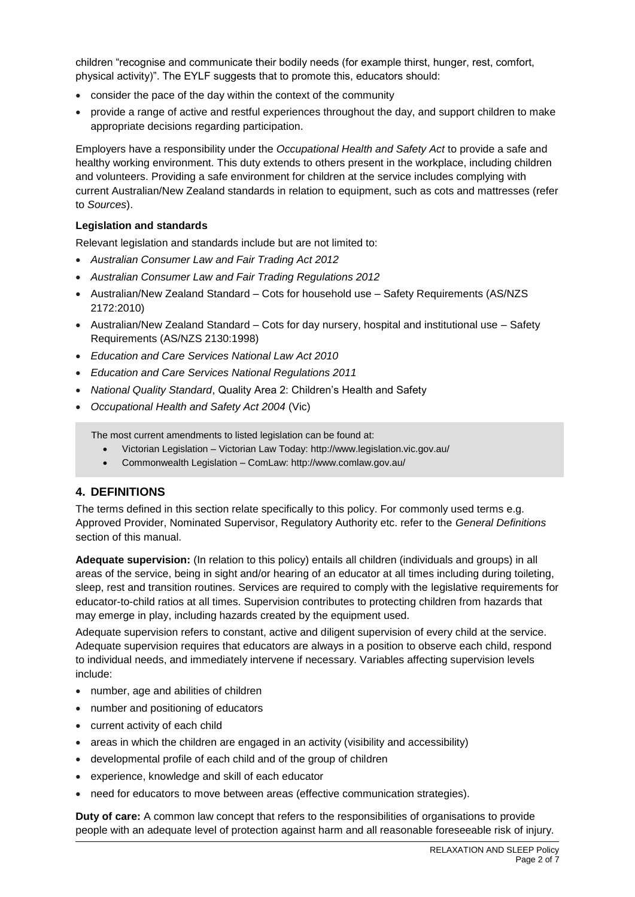children "recognise and communicate their bodily needs (for example thirst, hunger, rest, comfort, physical activity)". The EYLF suggests that to promote this, educators should:

- consider the pace of the day within the context of the community
- provide a range of active and restful experiences throughout the day, and support children to make appropriate decisions regarding participation.

Employers have a responsibility under the *Occupational Health and Safety Act* to provide a safe and healthy working environment. This duty extends to others present in the workplace, including children and volunteers. Providing a safe environment for children at the service includes complying with current Australian/New Zealand standards in relation to equipment, such as cots and mattresses (refer to *Sources*).

**Legislation and standards**

Relevant legislation and standards include but are not limited to:

- *Australian Consumer Law and Fair Trading Act 2012*
- *Australian Consumer Law and Fair Trading Regulations 2012*
- Australian/New Zealand Standard – Cots for household use – Safety Requirements (AS/NZS 2172:2010)
- Australian/New Zealand Standard – Cots for day nursery, hospital and institutional use – Safety Requirements (AS/NZS 2130:1998)
- *Education and Care Services National Law Act 2010*
- *Education and Care Services National Regulations 2011*
- *National Quality Standard*, Quality Area 2: Children's Health and Safety
- *Occupational Health and Safety Act 2004* (Vic)

> The most current amendments to listed legislation can be found at:
> - Victorian Legislation – Victorian Law Today: http://www.legislation.vic.gov.au/
> - Commonwealth Legislation – ComLaw: http://www.comlaw.gov.au/

## 4. DEFINITIONS

The terms defined in this section relate specifically to this policy. For commonly used terms e.g. Approved Provider, Nominated Supervisor, Regulatory Authority etc. refer to the *General Definitions* section of this manual.

**Adequate supervision:** (In relation to this policy) entails all children (individuals and groups) in all areas of the service, being in sight and/or hearing of an educator at all times including during toileting, sleep, rest and transition routines. Services are required to comply with the legislative requirements for educator-to-child ratios at all times. Supervision contributes to protecting children from hazards that may emerge in play, including hazards created by the equipment used.

Adequate supervision refers to constant, active and diligent supervision of every child at the service. Adequate supervision requires that educators are always in a position to observe each child, respond to individual needs, and immediately intervene if necessary. Variables affecting supervision levels include:

- number, age and abilities of children
- number and positioning of educators
- current activity of each child
- areas in which the children are engaged in an activity (visibility and accessibility)
- developmental profile of each child and of the group of children
- experience, knowledge and skill of each educator
- need for educators to move between areas (effective communication strategies).

**Duty of care:** A common law concept that refers to the responsibilities of organisations to provide people with an adequate level of protection against harm and all reasonable foreseeable risk of injury.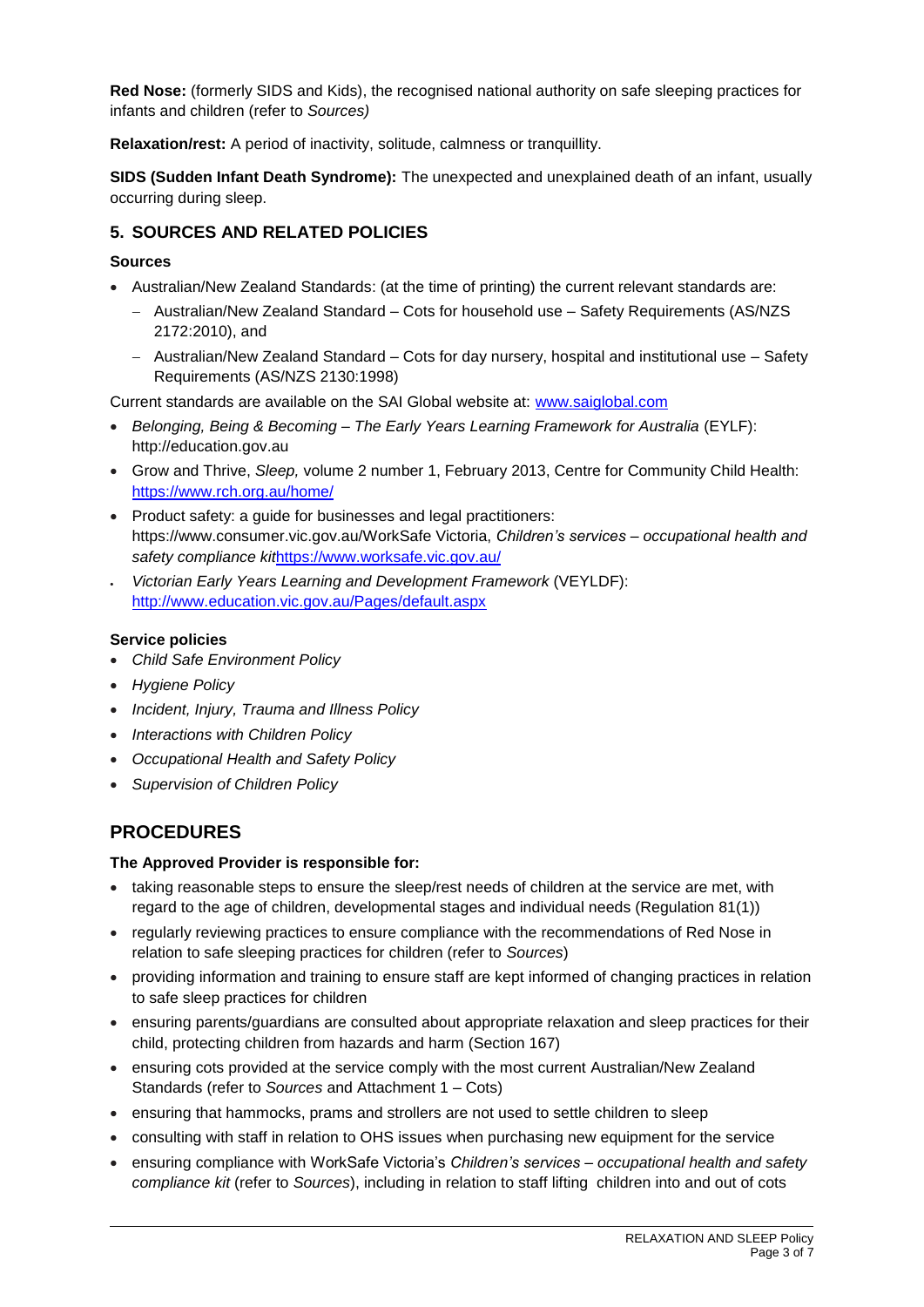**Red Nose:** (formerly SIDS and Kids), the recognised national authority on safe sleeping practices for infants and children (refer to *Sources)*

**Relaxation/rest:** A period of inactivity, solitude, calmness or tranquillity.

**SIDS (Sudden Infant Death Syndrome):** The unexpected and unexplained death of an infant, usually occurring during sleep.

## 5. SOURCES AND RELATED POLICIES

### Sources

- Australian/New Zealand Standards: (at the time of printing) the current relevant standards are:
  - Australian/New Zealand Standard – Cots for household use – Safety Requirements (AS/NZS 2172:2010), and
  - Australian/New Zealand Standard – Cots for day nursery, hospital and institutional use – Safety Requirements (AS/NZS 2130:1998)

Current standards are available on the SAI Global website at: www.saiglobal.com

- *Belonging, Being & Becoming – The Early Years Learning Framework for Australia* (EYLF): http://education.gov.au
- Grow and Thrive, *Sleep,* volume 2 number 1, February 2013, Centre for Community Child Health: https://www.rch.org.au/home/
- Product safety: a guide for businesses and legal practitioners: https://www.consumer.vic.gov.au/WorkSafe Victoria, *Children's services – occupational health and safety compliance kit*https://www.worksafe.vic.gov.au/
- *Victorian Early Years Learning and Development Framework* (VEYLDF): http://www.education.vic.gov.au/Pages/default.aspx

### Service policies

- *Child Safe Environment Policy*
- *Hygiene Policy*
- *Incident, Injury, Trauma and Illness Policy*
- *Interactions with Children Policy*
- *Occupational Health and Safety Policy*
- *Supervision of Children Policy*

# PROCEDURES

### The Approved Provider is responsible for:

- taking reasonable steps to ensure the sleep/rest needs of children at the service are met, with regard to the age of children, developmental stages and individual needs (Regulation 81(1))
- regularly reviewing practices to ensure compliance with the recommendations of Red Nose in relation to safe sleeping practices for children (refer to *Sources*)
- providing information and training to ensure staff are kept informed of changing practices in relation to safe sleep practices for children
- ensuring parents/guardians are consulted about appropriate relaxation and sleep practices for their child, protecting children from hazards and harm (Section 167)
- ensuring cots provided at the service comply with the most current Australian/New Zealand Standards (refer to *Sources* and Attachment 1 – Cots)
- ensuring that hammocks, prams and strollers are not used to settle children to sleep
- consulting with staff in relation to OHS issues when purchasing new equipment for the service
- ensuring compliance with WorkSafe Victoria's *Children's services – occupational health and safety compliance kit* (refer to *Sources*), including in relation to staff lifting children into and out of cots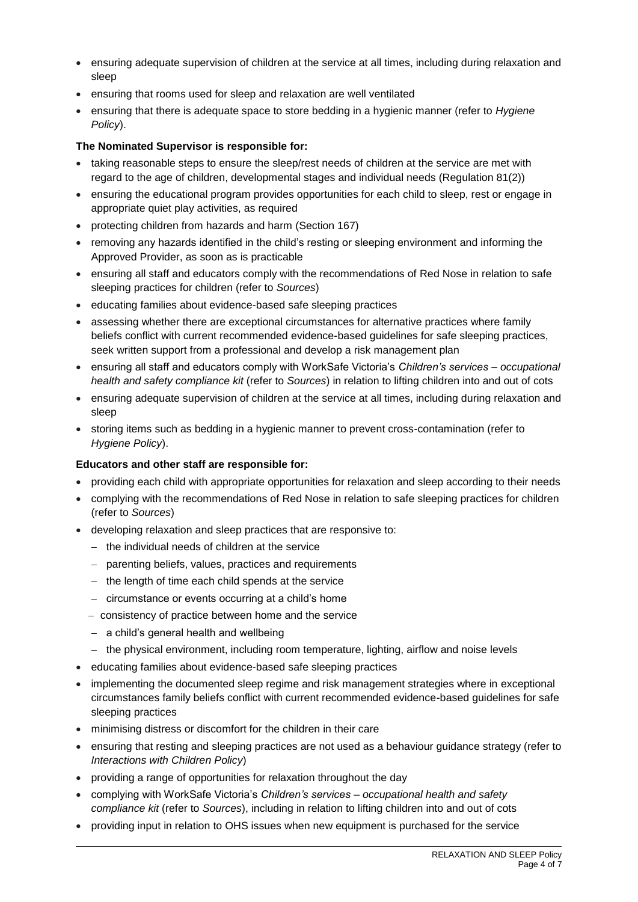- ensuring adequate supervision of children at the service at all times, including during relaxation and sleep
- ensuring that rooms used for sleep and relaxation are well ventilated
- ensuring that there is adequate space to store bedding in a hygienic manner (refer to *Hygiene Policy*).

**The Nominated Supervisor is responsible for:**

- taking reasonable steps to ensure the sleep/rest needs of children at the service are met with regard to the age of children, developmental stages and individual needs (Regulation 81(2))
- ensuring the educational program provides opportunities for each child to sleep, rest or engage in appropriate quiet play activities, as required
- protecting children from hazards and harm (Section 167)
- removing any hazards identified in the child's resting or sleeping environment and informing the Approved Provider, as soon as is practicable
- ensuring all staff and educators comply with the recommendations of Red Nose in relation to safe sleeping practices for children (refer to *Sources*)
- educating families about evidence-based safe sleeping practices
- assessing whether there are exceptional circumstances for alternative practices where family beliefs conflict with current recommended evidence-based guidelines for safe sleeping practices, seek written support from a professional and develop a risk management plan
- ensuring all staff and educators comply with WorkSafe Victoria's *Children's services – occupational health and safety compliance kit* (refer to *Sources*) in relation to lifting children into and out of cots
- ensuring adequate supervision of children at the service at all times, including during relaxation and sleep
- storing items such as bedding in a hygienic manner to prevent cross-contamination (refer to *Hygiene Policy*).

**Educators and other staff are responsible for:**

- providing each child with appropriate opportunities for relaxation and sleep according to their needs
- complying with the recommendations of Red Nose in relation to safe sleeping practices for children (refer to *Sources*)
- developing relaxation and sleep practices that are responsive to:
  - the individual needs of children at the service
  - parenting beliefs, values, practices and requirements
  - the length of time each child spends at the service
  - circumstance or events occurring at a child's home
  - consistency of practice between home and the service
  - a child's general health and wellbeing
  - the physical environment, including room temperature, lighting, airflow and noise levels
- educating families about evidence-based safe sleeping practices
- implementing the documented sleep regime and risk management strategies where in exceptional circumstances family beliefs conflict with current recommended evidence-based guidelines for safe sleeping practices
- minimising distress or discomfort for the children in their care
- ensuring that resting and sleeping practices are not used as a behaviour guidance strategy (refer to *Interactions with Children Policy*)
- providing a range of opportunities for relaxation throughout the day
- complying with WorkSafe Victoria's *Children's services – occupational health and safety compliance kit* (refer to *Sources*), including in relation to lifting children into and out of cots
- providing input in relation to OHS issues when new equipment is purchased for the service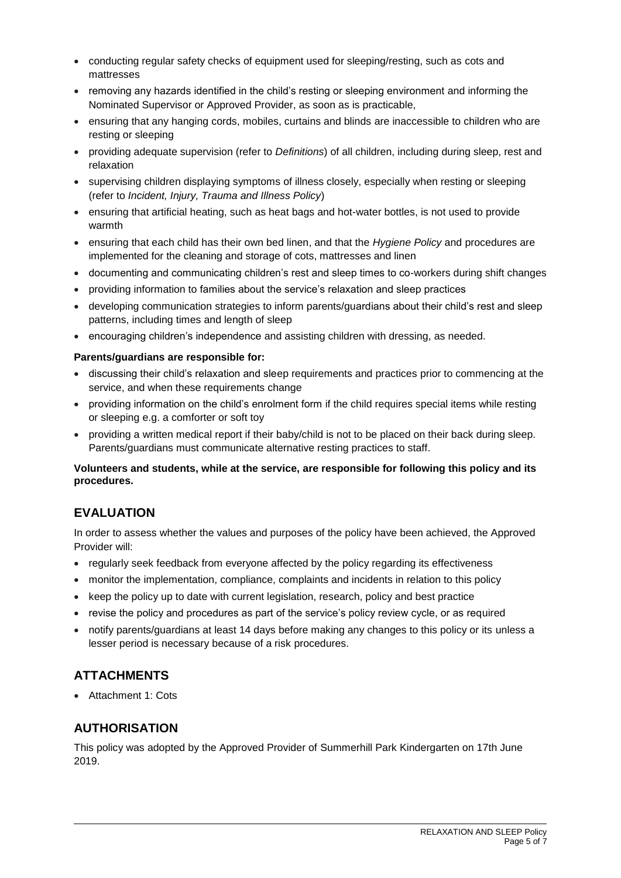- conducting regular safety checks of equipment used for sleeping/resting, such as cots and mattresses
- removing any hazards identified in the child's resting or sleeping environment and informing the Nominated Supervisor or Approved Provider, as soon as is practicable,
- ensuring that any hanging cords, mobiles, curtains and blinds are inaccessible to children who are resting or sleeping
- providing adequate supervision (refer to *Definitions*) of all children, including during sleep, rest and relaxation
- supervising children displaying symptoms of illness closely, especially when resting or sleeping (refer to *Incident, Injury, Trauma and Illness Policy*)
- ensuring that artificial heating, such as heat bags and hot-water bottles, is not used to provide warmth
- ensuring that each child has their own bed linen, and that the *Hygiene Policy* and procedures are implemented for the cleaning and storage of cots, mattresses and linen
- documenting and communicating children's rest and sleep times to co-workers during shift changes
- providing information to families about the service's relaxation and sleep practices
- developing communication strategies to inform parents/guardians about their child's rest and sleep patterns, including times and length of sleep
- encouraging children's independence and assisting children with dressing, as needed.

**Parents/guardians are responsible for:**

- discussing their child's relaxation and sleep requirements and practices prior to commencing at the service, and when these requirements change
- providing information on the child's enrolment form if the child requires special items while resting or sleeping e.g. a comforter or soft toy
- providing a written medical report if their baby/child is not to be placed on their back during sleep. Parents/guardians must communicate alternative resting practices to staff.

**Volunteers and students, while at the service, are responsible for following this policy and its procedures.**

## EVALUATION

In order to assess whether the values and purposes of the policy have been achieved, the Approved Provider will:

- regularly seek feedback from everyone affected by the policy regarding its effectiveness
- monitor the implementation, compliance, complaints and incidents in relation to this policy
- keep the policy up to date with current legislation, research, policy and best practice
- revise the policy and procedures as part of the service's policy review cycle, or as required
- notify parents/guardians at least 14 days before making any changes to this policy or its unless a lesser period is necessary because of a risk procedures.

## ATTACHMENTS

- Attachment 1: Cots

## AUTHORISATION

This policy was adopted by the Approved Provider of Summerhill Park Kindergarten on 17th June 2019.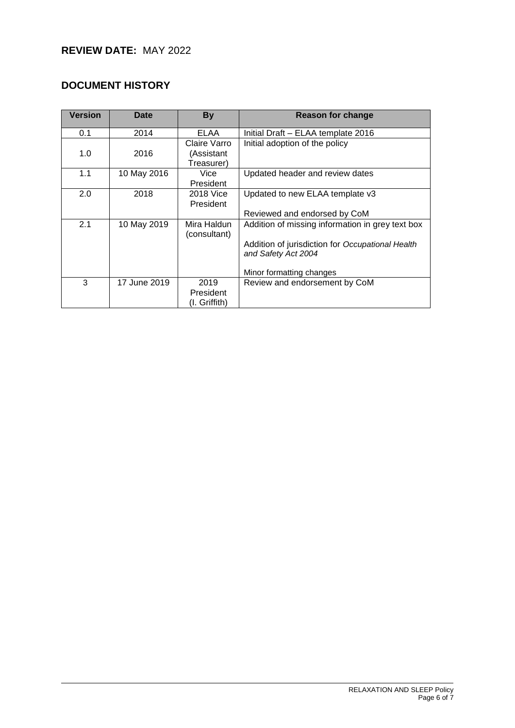**REVIEW DATE:** MAY 2022

## DOCUMENT HISTORY

| Version | Date | By | Reason for change |
|---|---|---|---|
| 0.1 | 2014 | ELAA | Initial Draft – ELAA template 2016 |
| 1.0 | 2016 | Claire Varro (Assistant Treasurer) | Initial adoption of the policy |
| 1.1 | 10 May 2016 | Vice President | Updated header and review dates |
| 2.0 | 2018 | 2018 Vice President | Updated to new ELAA template v3<br><br>Reviewed and endorsed by CoM |
| 2.1 | 10 May 2019 | Mira Haldun (consultant) | Addition of missing information in grey text box<br><br>Addition of jurisdiction for *Occupational Health and Safety Act 2004*<br><br>Minor formatting changes |
| 3 | 17 June 2019 | 2019 President (I. Griffith) | Review and endorsement by CoM |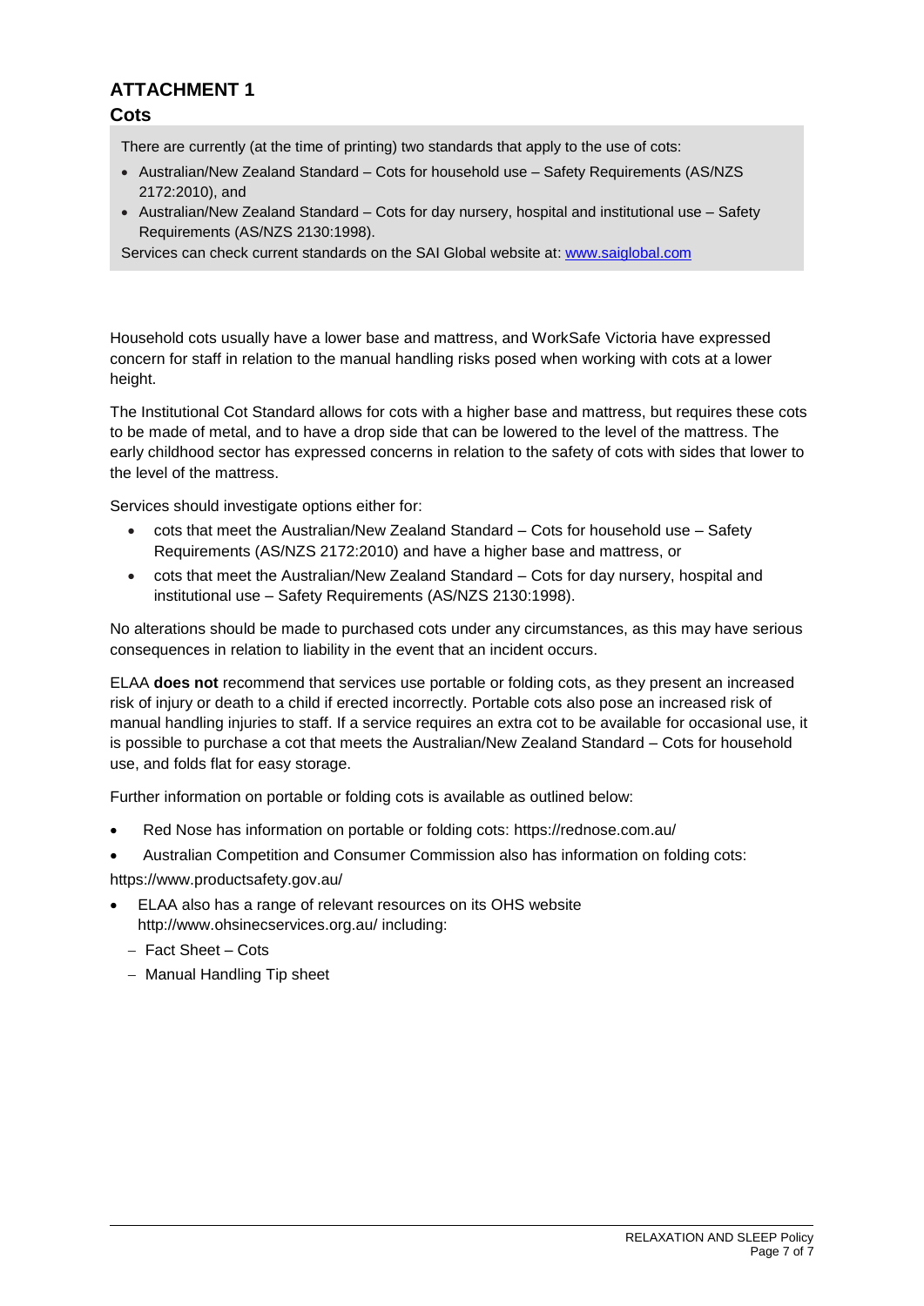# ATTACHMENT 1

## Cots

There are currently (at the time of printing) two standards that apply to the use of cots:

- Australian/New Zealand Standard – Cots for household use – Safety Requirements (AS/NZS 2172:2010), and
- Australian/New Zealand Standard – Cots for day nursery, hospital and institutional use – Safety Requirements (AS/NZS 2130:1998).

Services can check current standards on the SAI Global website at: [www.saiglobal.com](http://www.saiglobal.com)

Household cots usually have a lower base and mattress, and WorkSafe Victoria have expressed concern for staff in relation to the manual handling risks posed when working with cots at a lower height.

The Institutional Cot Standard allows for cots with a higher base and mattress, but requires these cots to be made of metal, and to have a drop side that can be lowered to the level of the mattress. The early childhood sector has expressed concerns in relation to the safety of cots with sides that lower to the level of the mattress.

Services should investigate options either for:

- cots that meet the Australian/New Zealand Standard – Cots for household use – Safety Requirements (AS/NZS 2172:2010) and have a higher base and mattress, or
- cots that meet the Australian/New Zealand Standard – Cots for day nursery, hospital and institutional use – Safety Requirements (AS/NZS 2130:1998).

No alterations should be made to purchased cots under any circumstances, as this may have serious consequences in relation to liability in the event that an incident occurs.

ELAA **does not** recommend that services use portable or folding cots, as they present an increased risk of injury or death to a child if erected incorrectly. Portable cots also pose an increased risk of manual handling injuries to staff. If a service requires an extra cot to be available for occasional use, it is possible to purchase a cot that meets the Australian/New Zealand Standard – Cots for household use, and folds flat for easy storage.

Further information on portable or folding cots is available as outlined below:

- Red Nose has information on portable or folding cots: https://rednose.com.au/
- Australian Competition and Consumer Commission also has information on folding cots: https://www.productsafety.gov.au/
- ELAA also has a range of relevant resources on its OHS website http://www.ohsinecservices.org.au/ including:
  - Fact Sheet – Cots
  - Manual Handling Tip sheet